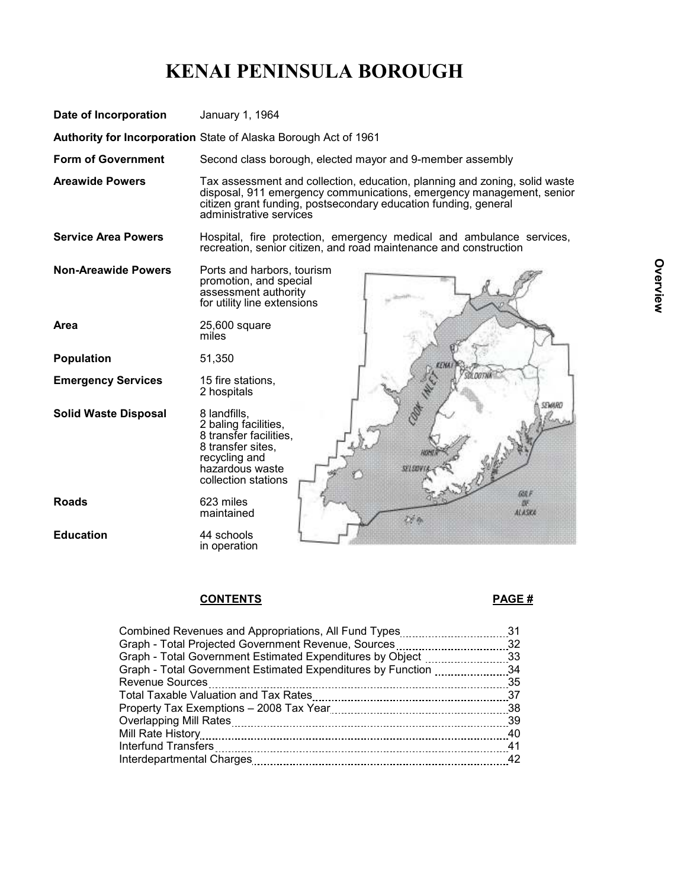# KENAI PENINSULA BOROUGH

| | |
|---|---|
| **Date of Incorporation** | January 1, 1964 |
| **Authority for Incorporation** | State of Alaska Borough Act of 1961 |
| **Form of Government** | Second class borough, elected mayor and 9-member assembly |
| **Areawide Powers** | Tax assessment and collection, education, planning and zoning, solid waste disposal, 911 emergency communications, emergency management, senior citizen grant funding, postsecondary education funding, general administrative services |
| **Service Area Powers** | Hospital, fire protection, emergency medical and ambulance services, recreation, senior citizen, and road maintenance and construction |
| **Non-Areawide Powers** | Ports and harbors, tourism promotion, and special assessment authority for utility line extensions |
| **Area** | 25,600 square miles |
| **Population** | 51,350 |
| **Emergency Services** | 15 fire stations, 2 hospitals |
| **Solid Waste Disposal** | 8 landfills, 2 baling facilities, 8 transfer facilities, 8 transfer sites, recycling and hazardous waste collection stations |
| **Roads** | 623 miles maintained |
| **Education** | 44 schools in operation |

| **CONTENTS** | **PAGE #** |
|---|---|
| Combined Revenues and Appropriations, All Fund Types | 31 |
| Graph - Total Projected Government Revenue, Sources | 32 |
| Graph - Total Government Estimated Expenditures by Object | 33 |
| Graph - Total Government Estimated Expenditures by Function | 34 |
| Revenue Sources | 35 |
| Total Taxable Valuation and Tax Rates | 37 |
| Property Tax Exemptions – 2008 Tax Year | 38 |
| Overlapping Mill Rates | 39 |
| Mill Rate History | 40 |
| Interfund Transfers | 41 |
| Interdepartmental Charges | 42 |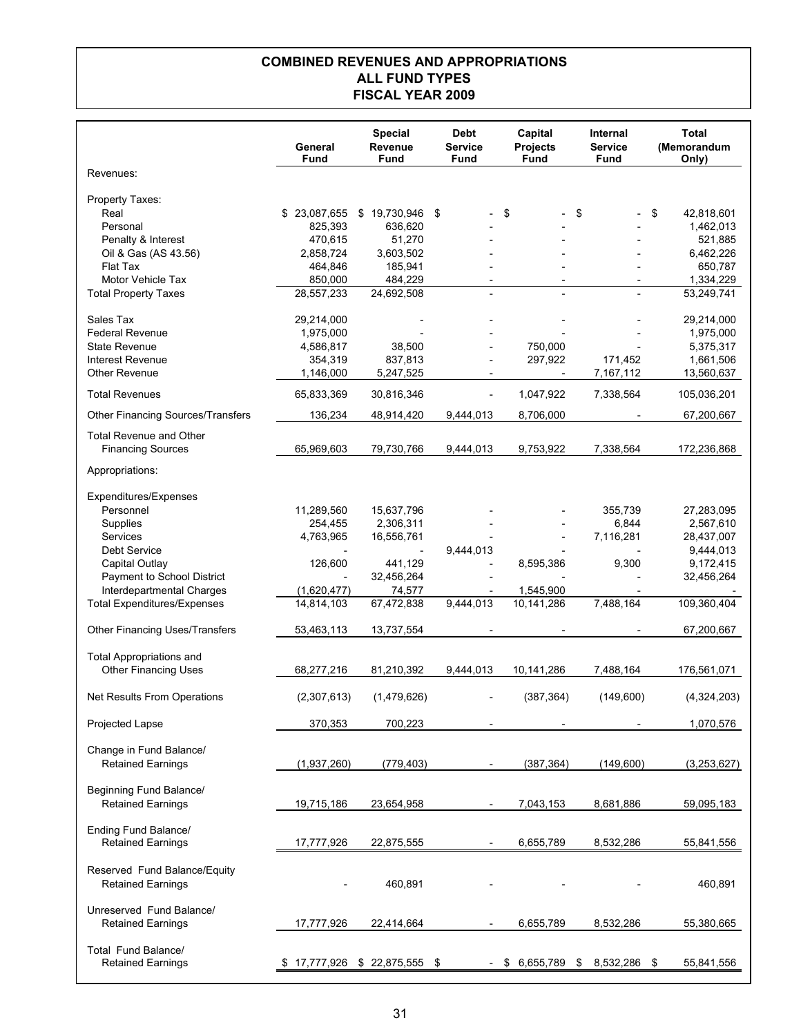# COMBINED REVENUES AND APPROPRIATIONS
## ALL FUND TYPES
## FISCAL YEAR 2009

| | General Fund | Special Revenue Fund | Debt Service Fund | Capital Projects Fund | Internal Service Fund | Total (Memorandum Only) |
|---|---|---|---|---|---|---|
| Revenues: | | | | | | |
| Property Taxes: | | | | | | |
| Real | $ 23,087,655 | $ 19,730,946 | $ - | $ - | $ - | $ 42,818,601 |
| Personal | 825,393 | 636,620 | - | - | - | 1,462,013 |
| Penalty & Interest | 470,615 | 51,270 | - | - | - | 521,885 |
| Oil & Gas (AS 43.56) | 2,858,724 | 3,603,502 | - | - | - | 6,462,226 |
| Flat Tax | 464,846 | 185,941 | - | - | - | 650,787 |
| Motor Vehicle Tax | 850,000 | 484,229 | - | - | - | 1,334,229 |
| Total Property Taxes | 28,557,233 | 24,692,508 | - | - | - | 53,249,741 |
| Sales Tax | 29,214,000 | - | - | - | - | 29,214,000 |
| Federal Revenue | 1,975,000 | - | - | - | - | 1,975,000 |
| State Revenue | 4,586,817 | 38,500 | - | 750,000 | - | 5,375,317 |
| Interest Revenue | 354,319 | 837,813 | - | 297,922 | 171,452 | 1,661,506 |
| Other Revenue | 1,146,000 | 5,247,525 | - | - | 7,167,112 | 13,560,637 |
| Total Revenues | 65,833,369 | 30,816,346 | - | 1,047,922 | 7,338,564 | 105,036,201 |
| Other Financing Sources/Transfers | 136,234 | 48,914,420 | 9,444,013 | 8,706,000 | - | 67,200,667 |
| Total Revenue and Other Financing Sources | 65,969,603 | 79,730,766 | 9,444,013 | 9,753,922 | 7,338,564 | 172,236,868 |
| Appropriations: | | | | | | |
| Expenditures/Expenses | | | | | | |
| Personnel | 11,289,560 | 15,637,796 | - | - | 355,739 | 27,283,095 |
| Supplies | 254,455 | 2,306,311 | - | - | 6,844 | 2,567,610 |
| Services | 4,763,965 | 16,556,761 | - | - | 7,116,281 | 28,437,007 |
| Debt Service | - | - | 9,444,013 | - | - | 9,444,013 |
| Capital Outlay | 126,600 | 441,129 | - | 8,595,386 | 9,300 | 9,172,415 |
| Payment to School District | - | 32,456,264 | - | - | - | 32,456,264 |
| Interdepartmental Charges | (1,620,477) | 74,577 | - | 1,545,900 | - | - |
| Total Expenditures/Expenses | 14,814,103 | 67,472,838 | 9,444,013 | 10,141,286 | 7,488,164 | 109,360,404 |
| Other Financing Uses/Transfers | 53,463,113 | 13,737,554 | - | - | - | 67,200,667 |
| Total Appropriations and Other Financing Uses | 68,277,216 | 81,210,392 | 9,444,013 | 10,141,286 | 7,488,164 | 176,561,071 |
| Net Results From Operations | (2,307,613) | (1,479,626) | - | (387,364) | (149,600) | (4,324,203) |
| Projected Lapse | 370,353 | 700,223 | - | - | - | 1,070,576 |
| Change in Fund Balance/ Retained Earnings | (1,937,260) | (779,403) | - | (387,364) | (149,600) | (3,253,627) |
| Beginning Fund Balance/ Retained Earnings | 19,715,186 | 23,654,958 | - | 7,043,153 | 8,681,886 | 59,095,183 |
| Ending Fund Balance/ Retained Earnings | 17,777,926 | 22,875,555 | - | 6,655,789 | 8,532,286 | 55,841,556 |
| Reserved Fund Balance/Equity Retained Earnings | - | 460,891 | - | - | - | 460,891 |
| Unreserved Fund Balance/ Retained Earnings | 17,777,926 | 22,414,664 | - | 6,655,789 | 8,532,286 | 55,380,665 |
| Total Fund Balance/ Retained Earnings | $ 17,777,926 | $ 22,875,555 | $ - | $ 6,655,789 | $ 8,532,286 | $ 55,841,556 |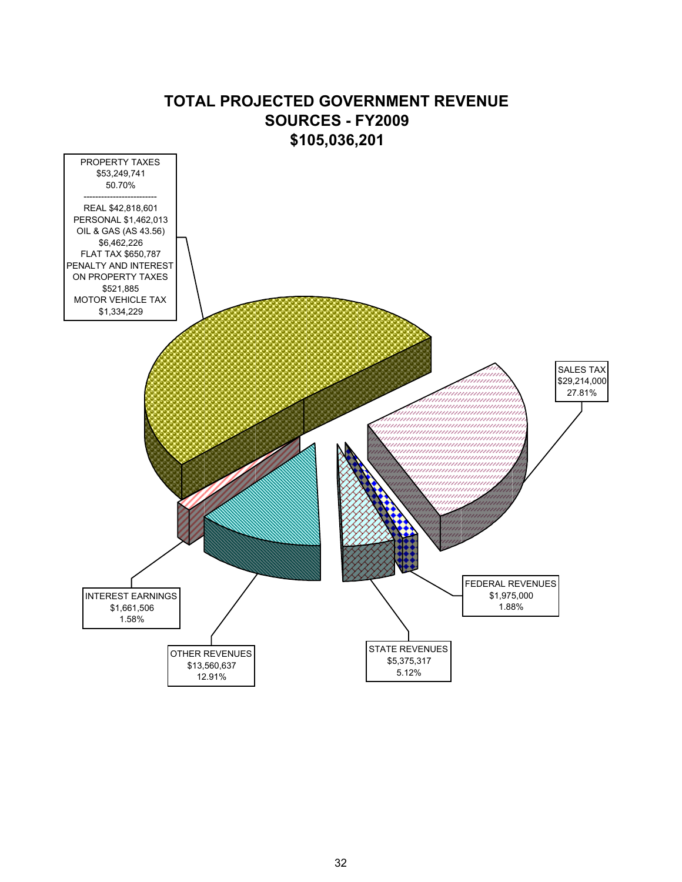# TOTAL PROJECTED GOVERNMENT REVENUE SOURCES - FY2009
# $105,036,201

PROPERTY TAXES
$53,249,741
50.70%

---

REAL $42,818,601
PERSONAL $1,462,013
OIL & GAS (AS 43.56)
$6,462,226
FLAT TAX $650,787
PENALTY AND INTEREST ON PROPERTY TAXES
$521,885
MOTOR VEHICLE TAX
$1,334,229

SALES TAX
$29,214,000
27.81%

FEDERAL REVENUES
$1,975,000
1.88%

STATE REVENUES
$5,375,317
5.12%

OTHER REVENUES
$13,560,637
12.91%

INTEREST EARNINGS
$1,661,506
1.58%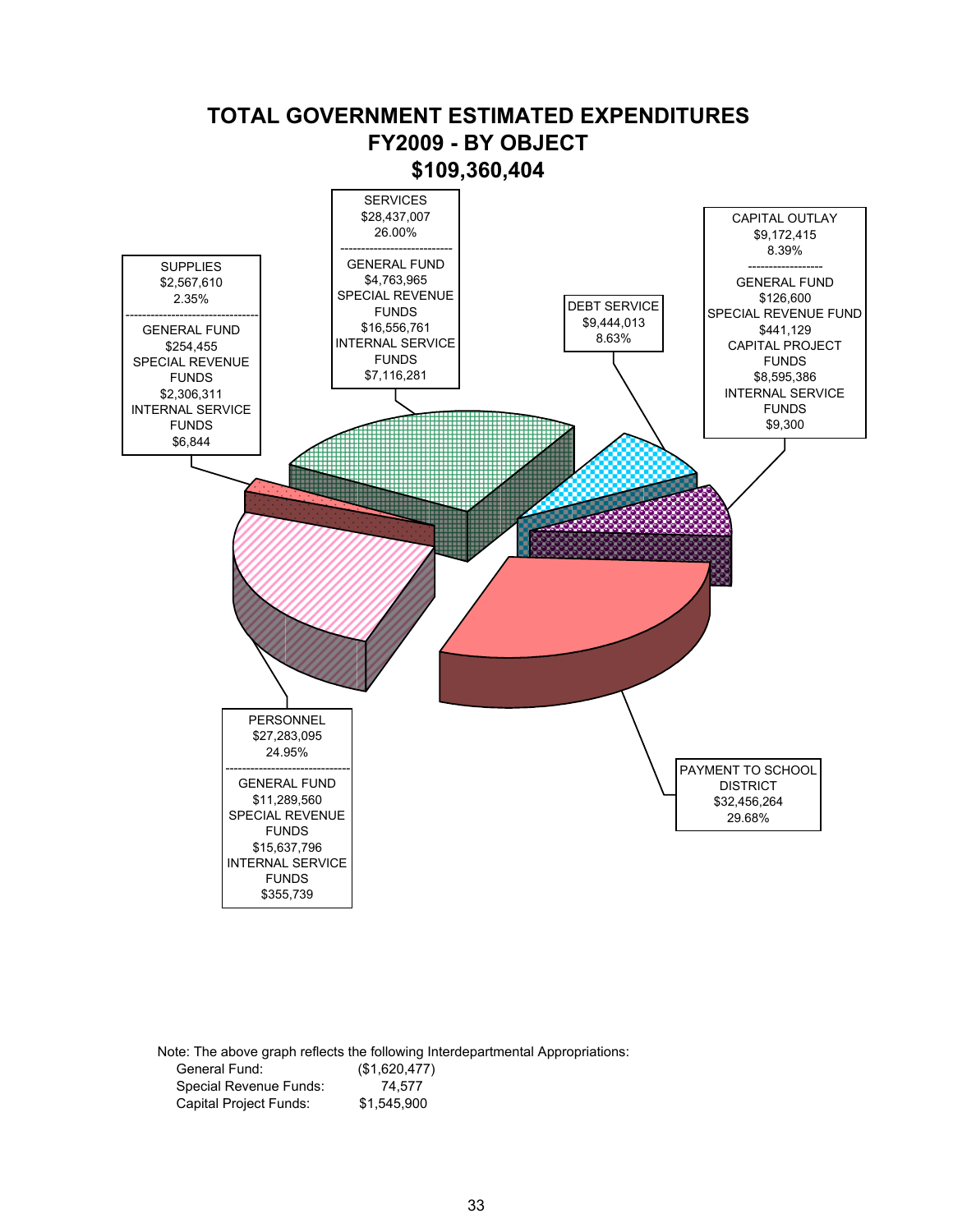# TOTAL GOVERNMENT ESTIMATED EXPENDITURES
## FY2009 - BY OBJECT
## $109,360,404

SERVICES
$28,437,007
26.00%

GENERAL FUND
$4,763,965
SPECIAL REVENUE FUNDS
$16,556,761
INTERNAL SERVICE FUNDS
$7,116,281

CAPITAL OUTLAY
$9,172,415
8.39%

GENERAL FUND
$126,600
SPECIAL REVENUE FUND
$441,129
CAPITAL PROJECT FUNDS
$8,595,386
INTERNAL SERVICE FUNDS
$9,300

SUPPLIES
$2,567,610
2.35%

GENERAL FUND
$254,455
SPECIAL REVENUE FUNDS
$2,306,311
INTERNAL SERVICE FUNDS
$6,844

DEBT SERVICE
$9,444,013
8.63%

PERSONNEL
$27,283,095
24.95%

GENERAL FUND
$11,289,560
SPECIAL REVENUE FUNDS
$15,637,796
INTERNAL SERVICE FUNDS
$355,739

PAYMENT TO SCHOOL DISTRICT
$32,456,264
29.68%

Note: The above graph reflects the following Interdepartmental Appropriations:

| | |
|---|---|
| General Fund: | ($1,620,477) |
| Special Revenue Funds: | 74,577 |
| Capital Project Funds: | $1,545,900 |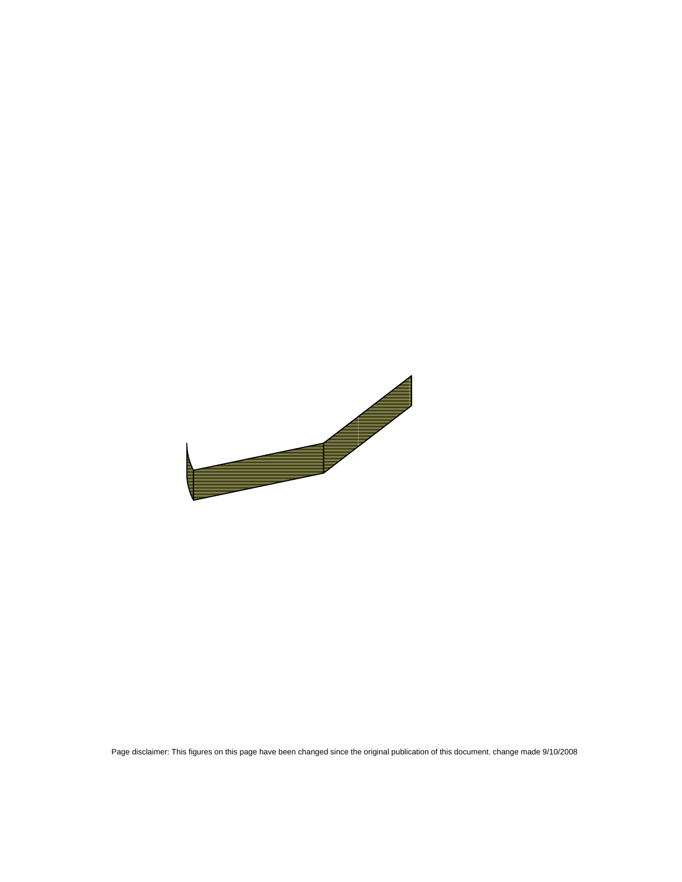Page disclaimer: This figures on this page have been changed since the original publication of this document. change made 9/10/2008